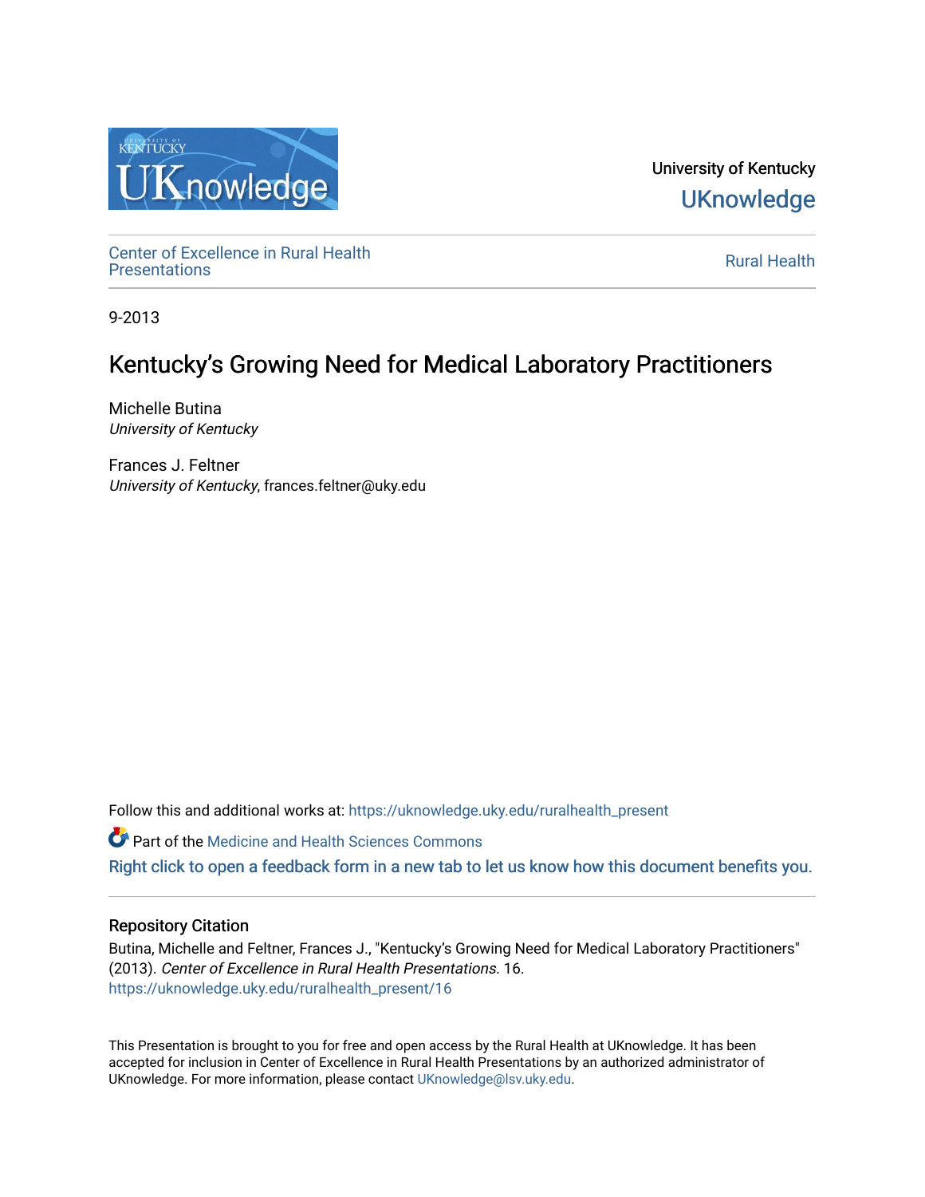University of Kentucky

UKnowledge

Center of Excellence in Rural Health Presentations

Rural Health

9-2013

# Kentucky’s Growing Need for Medical Laboratory Practitioners

Michelle Butina
*University of Kentucky*

Frances J. Feltner
*University of Kentucky*, frances.feltner@uky.edu

Follow this and additional works at: https://uknowledge.uky.edu/ruralhealth_present

Part of the Medicine and Health Sciences Commons

Right click to open a feedback form in a new tab to let us know how this document benefits you.

## Repository Citation

Butina, Michelle and Feltner, Frances J., "Kentucky’s Growing Need for Medical Laboratory Practitioners" (2013). *Center of Excellence in Rural Health Presentations*. 16.
https://uknowledge.uky.edu/ruralhealth_present/16

This Presentation is brought to you for free and open access by the Rural Health at UKnowledge. It has been accepted for inclusion in Center of Excellence in Rural Health Presentations by an authorized administrator of UKnowledge. For more information, please contact UKnowledge@lsv.uky.edu.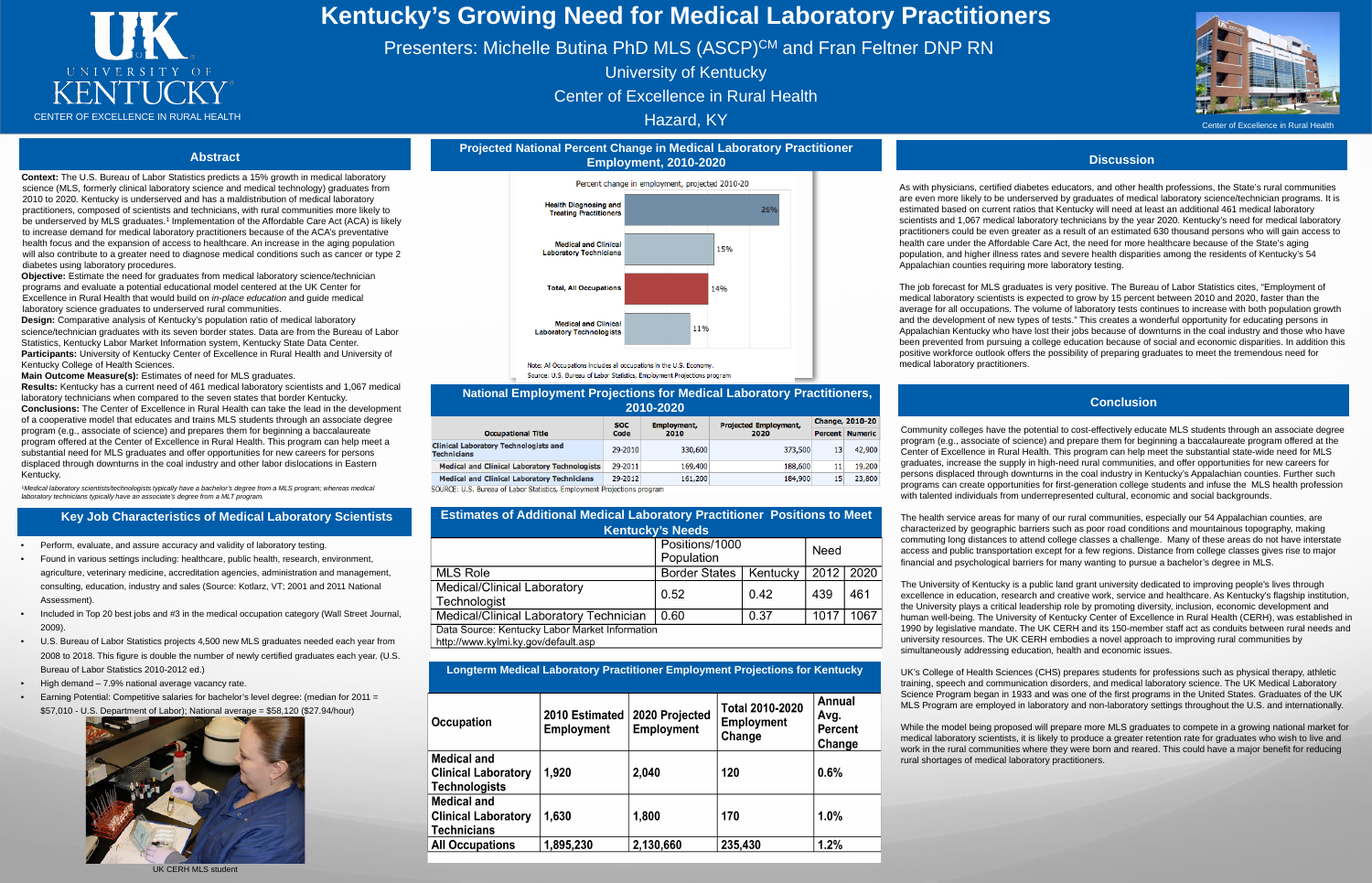# Kentucky's Growing Need for Medical Laboratory Practitioners

Presenters: Michelle Butina PhD MLS (ASCP)CM and Fran Feltner DNP RN

University of Kentucky

Center of Excellence in Rural Health

Hazard, KY

UNIVERSITY OF KENTUCKY

CENTER OF EXCELLENCE IN RURAL HEALTH

Center of Excellence in Rural Health

## Abstract

**Context:** The U.S. Bureau of Labor Statistics predicts a 15% growth in medical laboratory science (MLS, formerly clinical laboratory science and medical technology) graduates from 2010 to 2020. Kentucky is underserved and has a maldistribution of medical laboratory practitioners, composed of scientists and technicians, with rural communities more likely to be underserved by MLS graduates.[1] Implementation of the Affordable Care Act (ACA) is likely to increase demand for medical laboratory practitioners because of the ACA's preventative health focus and the expansion of access to healthcare. An increase in the aging population will also contribute to a greater need to diagnose medical conditions such as cancer or type 2 diabetes using laboratory procedures.

**Objective:** Estimate the need for graduates from medical laboratory science/technician programs and evaluate a potential educational model centered at the UK Center for Excellence in Rural Health that would build on *in-place education* and guide medical laboratory science graduates to underserved rural communities.

**Design:** Comparative analysis of Kentucky's population ratio of medical laboratory science/technician graduates with its seven border states. Data are from the Bureau of Labor Statistics, Kentucky Labor Market Information system, Kentucky State Data Center.

**Participants:** University of Kentucky Center of Excellence in Rural Health and University of Kentucky College of Health Sciences.

**Main Outcome Measure(s):** Estimates of need for MLS graduates.

**Results:** Kentucky has a current need of 461 medical laboratory scientists and 1,067 medical laboratory technicians when compared to the seven states that border Kentucky.

**Conclusions:** The Center of Excellence in Rural Health can take the lead in the development of a cooperative model that educates and trains MLS students through an associate degree program (e.g., associate of science) and prepares them for beginning a baccalaureate program offered at the Center of Excellence in Rural Health. This program can help meet a substantial need for MLS graduates and offer opportunities for new careers for persons displaced through downturns in the coal industry and other labor dislocations in Eastern Kentucky.

*[1]Medical laboratory scientists/technologists typically have a bachelor's degree from a MLS program; whereas medical laboratory technicians typically have an associate's degree from a MLT program.*

## Key Job Characteristics of Medical Laboratory Scientists

- Perform, evaluate, and assure accuracy and validity of laboratory testing.
- Found in various settings including: healthcare, public health, research, environment, agriculture, veterinary medicine, accreditation agencies, administration and management, consulting, education, industry and sales (Source: Kotlarz, VT; 2001 and 2011 National Assessment).
- Included in Top 20 best jobs and #3 in the medical occupation category (Wall Street Journal, 2009).
- U.S. Bureau of Labor Statistics projects 4,500 new MLS graduates needed each year from 2008 to 2018. This figure is double the number of newly certified graduates each year. (U.S. Bureau of Labor Statistics 2010-2012 ed.)
- High demand – 7.9% national average vacancy rate.
- Earning Potential: Competitive salaries for bachelor's level degree: (median for 2011 = $57,010 - U.S. Department of Labor); National average = $58,120 ($27.94/hour)

UK CERH MLS student

## Projected National Percent Change in Medical Laboratory Practitioner Employment, 2010-2020

Percent change in employment, projected 2010-20

Health Diagnosing and Treating Practitioners 26%

Medical and Clinical Laboratory Technicians 15%

Total, All Occupations 14%

Medical and Clinical Laboratory Technologists 11%

Note: All Occupations includes all occupations in the U.S. Economy.
Source: U.S. Bureau of Labor Statistics, Employment Projections program

## National Employment Projections for Medical Laboratory Practitioners, 2010-2020

| Occupational Title | SOC Code | Employment, 2010 | Projected Employment, 2020 | Change, 2010-20 Percent | Change, 2010-20 Numeric |
|---|---|---|---|---|---|
| Clinical Laboratory Technologists and Technicians | 29-2010 | 330,600 | 373,500 | 13 | 42,900 |
| Medical and Clinical Laboratory Technologists | 29-2011 | 169,400 | 188,600 | 11 | 19,200 |
| Medical and Clinical Laboratory Technicians | 29-2012 | 161,200 | 184,900 | 15 | 23,800 |

SOURCE: U.S. Bureau of Labor Statistics, Employment Projections program

## Estimates of Additional Medical Laboratory Practitioner Positions to Meet Kentucky's Needs

| MLS Role | Positions/1000 Population: Border States | Positions/1000 Population: Kentucky | Need: 2012 | Need: 2020 |
|---|---|---|---|---|
| Medical/Clinical Laboratory Technologist | 0.52 | 0.42 | 439 | 461 |
| Medical/Clinical Laboratory Technician | 0.60 | 0.37 | 1017 | 1067 |

Data Source: Kentucky Labor Market Information
http://www.kylmi.ky.gov/default.asp

## Longterm Medical Laboratory Practitioner Employment Projections for Kentucky

| Occupation | 2010 Estimated Employment | 2020 Projected Employment | Total 2010-2020 Employment Change | Annual Avg. Percent Change |
|---|---|---|---|---|
| Medical and Clinical Laboratory Technologists | 1,920 | 2,040 | 120 | 0.6% |
| Medical and Clinical Laboratory Technicians | 1,630 | 1,800 | 170 | 1.0% |
| All Occupations | 1,895,230 | 2,130,660 | 235,430 | 1.2% |

## Discussion

As with physicians, certified diabetes educators, and other health professions, the State's rural communities are even more likely to be underserved by graduates of medical laboratory science/technician programs. It is estimated based on current ratios that Kentucky will need at least an additional 461 medical laboratory scientists and 1,067 medical laboratory technicians by the year 2020. Kentucky's need for medical laboratory practitioners could be even greater as a result of an estimated 630 thousand persons who will gain access to health care under the Affordable Care Act, the need for more healthcare because of the State's aging population, and higher illness rates and severe health disparities among the residents of Kentucky's 54 Appalachian counties requiring more laboratory testing.

The job forecast for MLS graduates is very positive. The Bureau of Labor Statistics cites, "Employment of medical laboratory scientists is expected to grow by 15 percent between 2010 and 2020, faster than the average for all occupations. The volume of laboratory tests continues to increase with both population growth and the development of new types of tests." This creates a wonderful opportunity for educating persons in Appalachian Kentucky who have lost their jobs because of downturns in the coal industry and those who have been prevented from pursuing a college education because of social and economic disparities. In addition this positive workforce outlook offers the possibility of preparing graduates to meet the tremendous need for medical laboratory practitioners.

## Conclusion

Community colleges have the potential to cost-effectively educate MLS students through an associate degree program (e.g., associate of science) and prepare them for beginning a baccalaureate program offered at the Center of Excellence in Rural Health. This program can help meet the substantial state-wide need for MLS graduates, increase the supply in high-need rural communities, and offer opportunities for new careers for persons displaced through downturns in the coal industry in Kentucky's Appalachian counties. Further such programs can create opportunities for first-generation college students and infuse the MLS health profession with talented individuals from underrepresented cultural, economic and social backgrounds.

The health service areas for many of our rural communities, especially our 54 Appalachian counties, are characterized by geographic barriers such as poor road conditions and mountainous topography, making commuting long distances to attend college classes a challenge. Many of these areas do not have interstate access and public transportation except for a few regions. Distance from college classes gives rise to major financial and psychological barriers for many wanting to pursue a bachelor's degree in MLS.

The University of Kentucky is a public land grant university dedicated to improving people's lives through excellence in education, research and creative work, service and healthcare. As Kentucky's flagship institution, the University plays a critical leadership role by promoting diversity, inclusion, economic development and human well-being. The University of Kentucky Center of Excellence in Rural Health (CERH), was established in 1990 by legislative mandate. The UK CERH and its 150-member staff act as conduits between rural needs and university resources. The UK CERH embodies a novel approach to improving rural communities by simultaneously addressing education, health and economic issues.

UK's College of Health Sciences (CHS) prepares students for professions such as physical therapy, athletic training, speech and communication disorders, and medical laboratory science. The UK Medical Laboratory Science Program began in 1933 and was one of the first programs in the United States. Graduates of the UK MLS Program are employed in laboratory and non-laboratory settings throughout the U.S. and internationally.

While the model being proposed will prepare more MLS graduates to compete in a growing national market for medical laboratory scientists, it is likely to produce a greater retention rate for graduates who wish to live and work in the rural communities where they were born and reared. This could have a major benefit for reducing rural shortages of medical laboratory practitioners.